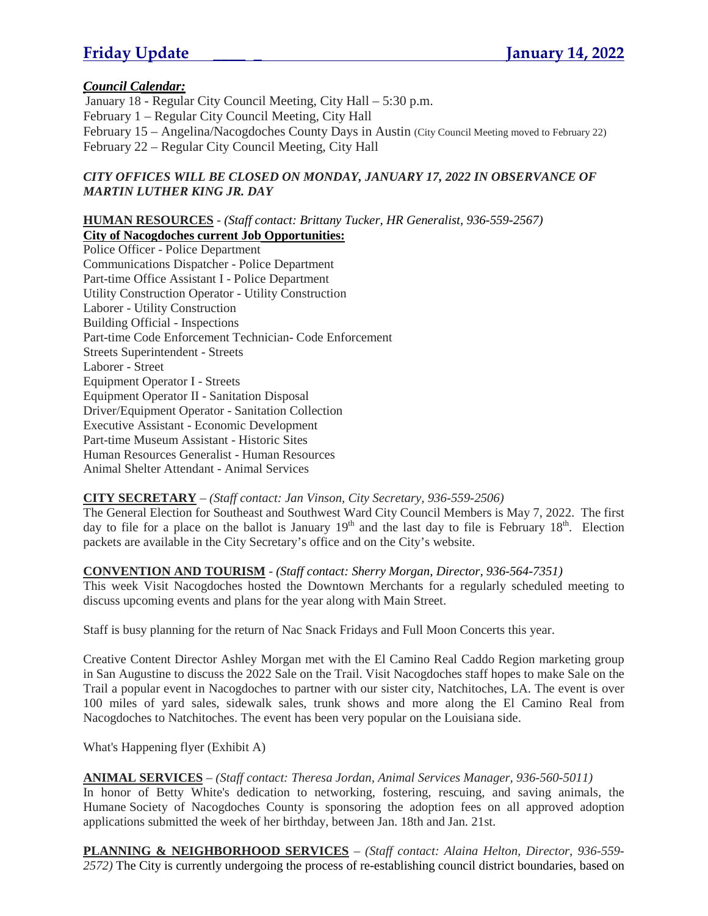# Friday Update ____ _ January 14, 2022

***Council Calendar:***

January 18 - Regular City Council Meeting, City Hall – 5:30 p.m.
February 1 – Regular City Council Meeting, City Hall
February 15 – Angelina/Nacogdoches County Days in Austin (City Council Meeting moved to February 22)
February 22 – Regular City Council Meeting, City Hall

***CITY OFFICES WILL BE CLOSED ON MONDAY, JANUARY 17, 2022 IN OBSERVANCE OF MARTIN LUTHER KING JR. DAY***

**HUMAN RESOURCES** - *(Staff contact: Brittany Tucker, HR Generalist, 936-559-2567)*

**City of Nacogdoches current Job Opportunities:**

Police Officer - Police Department
Communications Dispatcher - Police Department
Part-time Office Assistant I - Police Department
Utility Construction Operator - Utility Construction
Laborer - Utility Construction
Building Official - Inspections
Part-time Code Enforcement Technician- Code Enforcement
Streets Superintendent - Streets
Laborer - Street
Equipment Operator I - Streets
Equipment Operator II - Sanitation Disposal
Driver/Equipment Operator - Sanitation Collection
Executive Assistant - Economic Development
Part-time Museum Assistant - Historic Sites
Human Resources Generalist - Human Resources
Animal Shelter Attendant - Animal Services

**CITY SECRETARY** – *(Staff contact: Jan Vinson, City Secretary, 936-559-2506)*

The General Election for Southeast and Southwest Ward City Council Members is May 7, 2022. The first day to file for a place on the ballot is January 19th and the last day to file is February 18th. Election packets are available in the City Secretary's office and on the City's website.

**CONVENTION AND TOURISM** - *(Staff contact: Sherry Morgan, Director, 936-564-7351)*

This week Visit Nacogdoches hosted the Downtown Merchants for a regularly scheduled meeting to discuss upcoming events and plans for the year along with Main Street.

Staff is busy planning for the return of Nac Snack Fridays and Full Moon Concerts this year.

Creative Content Director Ashley Morgan met with the El Camino Real Caddo Region marketing group in San Augustine to discuss the 2022 Sale on the Trail. Visit Nacogdoches staff hopes to make Sale on the Trail a popular event in Nacogdoches to partner with our sister city, Natchitoches, LA. The event is over 100 miles of yard sales, sidewalk sales, trunk shows and more along the El Camino Real from Nacogdoches to Natchitoches. The event has been very popular on the Louisiana side.

What's Happening flyer (Exhibit A)

**ANIMAL SERVICES** – *(Staff contact: Theresa Jordan, Animal Services Manager, 936-560-5011)*

In honor of Betty White's dedication to networking, fostering, rescuing, and saving animals, the Humane Society of Nacogdoches County is sponsoring the adoption fees on all approved adoption applications submitted the week of her birthday, between Jan. 18th and Jan. 21st.

**PLANNING & NEIGHBORHOOD SERVICES** – *(Staff contact: Alaina Helton, Director, 936-559-2572)* The City is currently undergoing the process of re-establishing council district boundaries, based on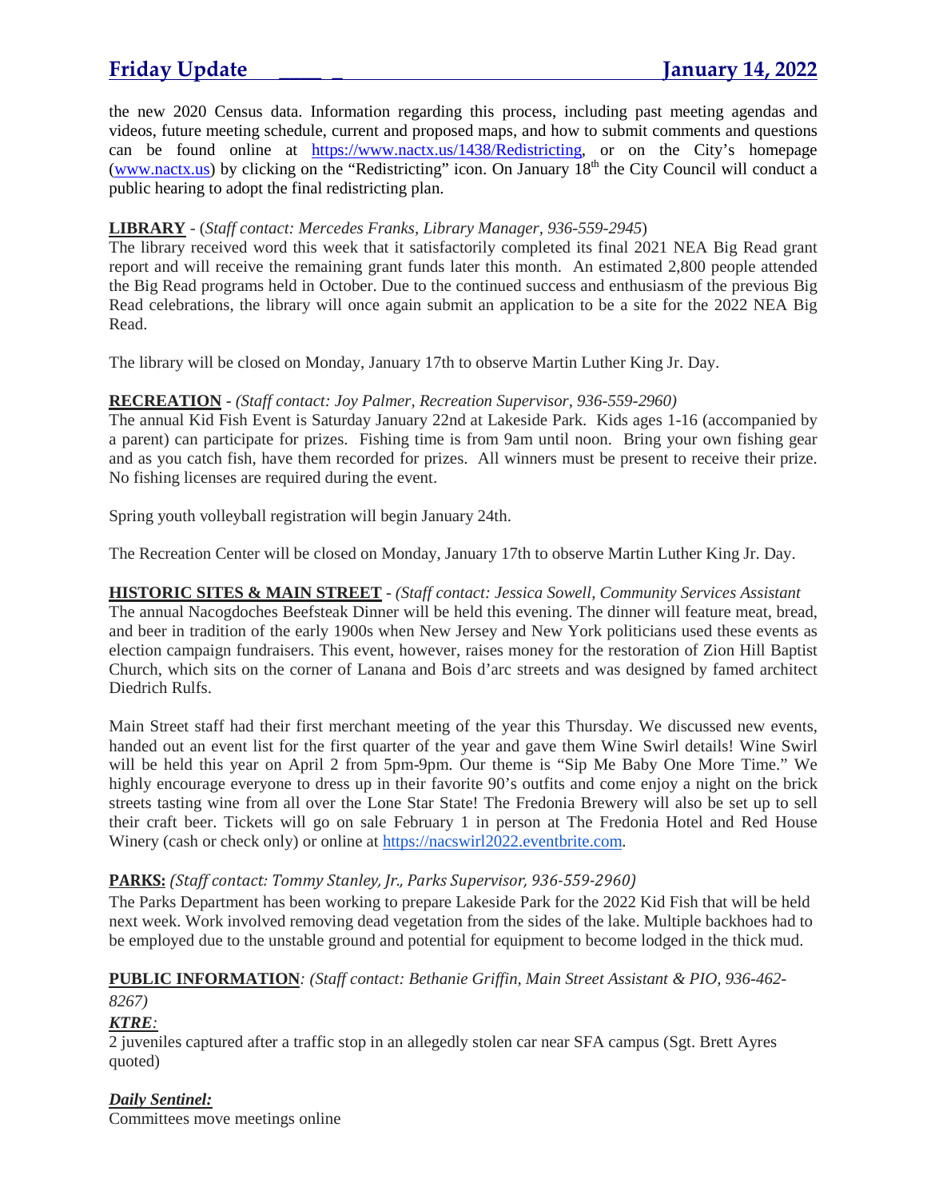the new 2020 Census data. Information regarding this process, including past meeting agendas and videos, future meeting schedule, current and proposed maps, and how to submit comments and questions can be found online at https://www.nactx.us/1438/Redistricting, or on the City's homepage (www.nactx.us) by clicking on the "Redistricting" icon. On January 18th the City Council will conduct a public hearing to adopt the final redistricting plan.

**LIBRARY** - (*Staff contact: Mercedes Franks, Library Manager, 936-559-2945*)

The library received word this week that it satisfactorily completed its final 2021 NEA Big Read grant report and will receive the remaining grant funds later this month. An estimated 2,800 people attended the Big Read programs held in October. Due to the continued success and enthusiasm of the previous Big Read celebrations, the library will once again submit an application to be a site for the 2022 NEA Big Read.

The library will be closed on Monday, January 17th to observe Martin Luther King Jr. Day.

**RECREATION** - *(Staff contact: Joy Palmer, Recreation Supervisor, 936-559-2960)*

The annual Kid Fish Event is Saturday January 22nd at Lakeside Park. Kids ages 1-16 (accompanied by a parent) can participate for prizes. Fishing time is from 9am until noon. Bring your own fishing gear and as you catch fish, have them recorded for prizes. All winners must be present to receive their prize. No fishing licenses are required during the event.

Spring youth volleyball registration will begin January 24th.

The Recreation Center will be closed on Monday, January 17th to observe Martin Luther King Jr. Day.

**HISTORIC SITES & MAIN STREET** - *(Staff contact: Jessica Sowell, Community Services Assistant*

The annual Nacogdoches Beefsteak Dinner will be held this evening. The dinner will feature meat, bread, and beer in tradition of the early 1900s when New Jersey and New York politicians used these events as election campaign fundraisers. This event, however, raises money for the restoration of Zion Hill Baptist Church, which sits on the corner of Lanana and Bois d'arc streets and was designed by famed architect Diedrich Rulfs.

Main Street staff had their first merchant meeting of the year this Thursday. We discussed new events, handed out an event list for the first quarter of the year and gave them Wine Swirl details! Wine Swirl will be held this year on April 2 from 5pm-9pm. Our theme is "Sip Me Baby One More Time." We highly encourage everyone to dress up in their favorite 90's outfits and come enjoy a night on the brick streets tasting wine from all over the Lone Star State! The Fredonia Brewery will also be set up to sell their craft beer. Tickets will go on sale February 1 in person at The Fredonia Hotel and Red House Winery (cash or check only) or online at https://nacswirl2022.eventbrite.com.

**PARKS:** *(Staff contact: Tommy Stanley, Jr., Parks Supervisor, 936-559-2960)*

The Parks Department has been working to prepare Lakeside Park for the 2022 Kid Fish that will be held next week. Work involved removing dead vegetation from the sides of the lake. Multiple backhoes had to be employed due to the unstable ground and potential for equipment to become lodged in the thick mud.

**PUBLIC INFORMATION***: (Staff contact: Bethanie Griffin, Main Street Assistant & PIO, 936-462-8267)*

***KTRE:***

2 juveniles captured after a traffic stop in an allegedly stolen car near SFA campus (Sgt. Brett Ayres quoted)

***Daily Sentinel:***

Committees move meetings online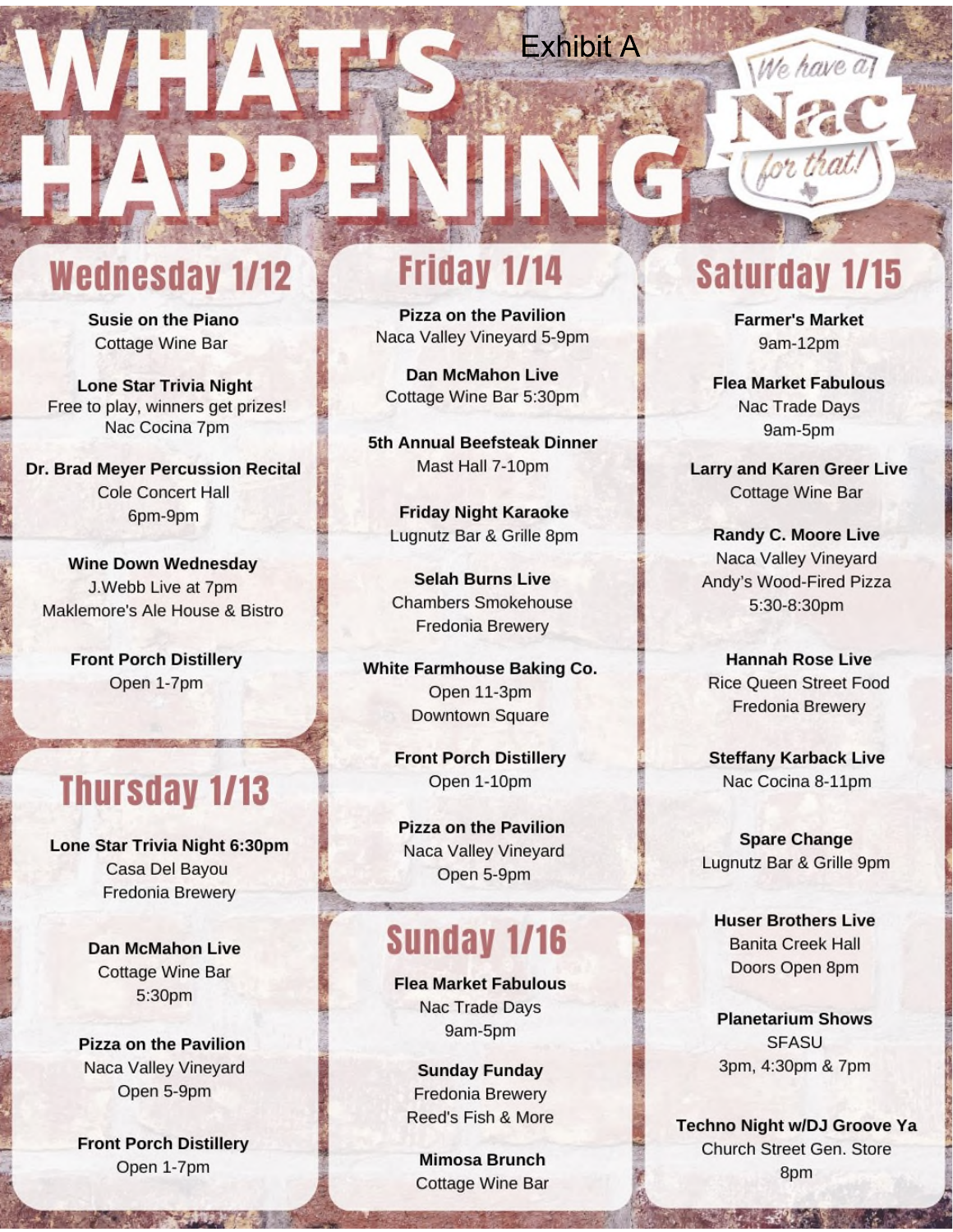Exhibit A

# WHAT'S HAPPENING

We have a Nac for that!

## Wednesday 1/12

**Susie on the Piano**
Cottage Wine Bar

**Lone Star Trivia Night**
Free to play, winners get prizes!
Nac Cocina 7pm

**Dr. Brad Meyer Percussion Recital**
Cole Concert Hall
6pm-9pm

**Wine Down Wednesday**
J.Webb Live at 7pm
Maklemore's Ale House & Bistro

**Front Porch Distillery**
Open 1-7pm

## Thursday 1/13

**Lone Star Trivia Night 6:30pm**
Casa Del Bayou
Fredonia Brewery

**Dan McMahon Live**
Cottage Wine Bar
5:30pm

**Pizza on the Pavilion**
Naca Valley Vineyard
Open 5-9pm

**Front Porch Distillery**
Open 1-7pm

## Friday 1/14

**Pizza on the Pavilion**
Naca Valley Vineyard 5-9pm

**Dan McMahon Live**
Cottage Wine Bar 5:30pm

**5th Annual Beefsteak Dinner**
Mast Hall 7-10pm

**Friday Night Karaoke**
Lugnutz Bar & Grille 8pm

**Selah Burns Live**
Chambers Smokehouse
Fredonia Brewery

**White Farmhouse Baking Co.**
Open 11-3pm
Downtown Square

**Front Porch Distillery**
Open 1-10pm

**Pizza on the Pavilion**
Naca Valley Vineyard
Open 5-9pm

## Sunday 1/16

**Flea Market Fabulous**
Nac Trade Days
9am-5pm

**Sunday Funday**
Fredonia Brewery
Reed's Fish & More

**Mimosa Brunch**
Cottage Wine Bar

## Saturday 1/15

**Farmer's Market**
9am-12pm

**Flea Market Fabulous**
Nac Trade Days
9am-5pm

**Larry and Karen Greer Live**
Cottage Wine Bar

**Randy C. Moore Live**
Naca Valley Vineyard
Andy's Wood-Fired Pizza
5:30-8:30pm

**Hannah Rose Live**
Rice Queen Street Food
Fredonia Brewery

**Steffany Karback Live**
Nac Cocina 8-11pm

**Spare Change**
Lugnutz Bar & Grille 9pm

**Huser Brothers Live**
Banita Creek Hall
Doors Open 8pm

**Planetarium Shows**
SFASU
3pm, 4:30pm & 7pm

**Techno Night w/DJ Groove Ya**
Church Street Gen. Store
8pm